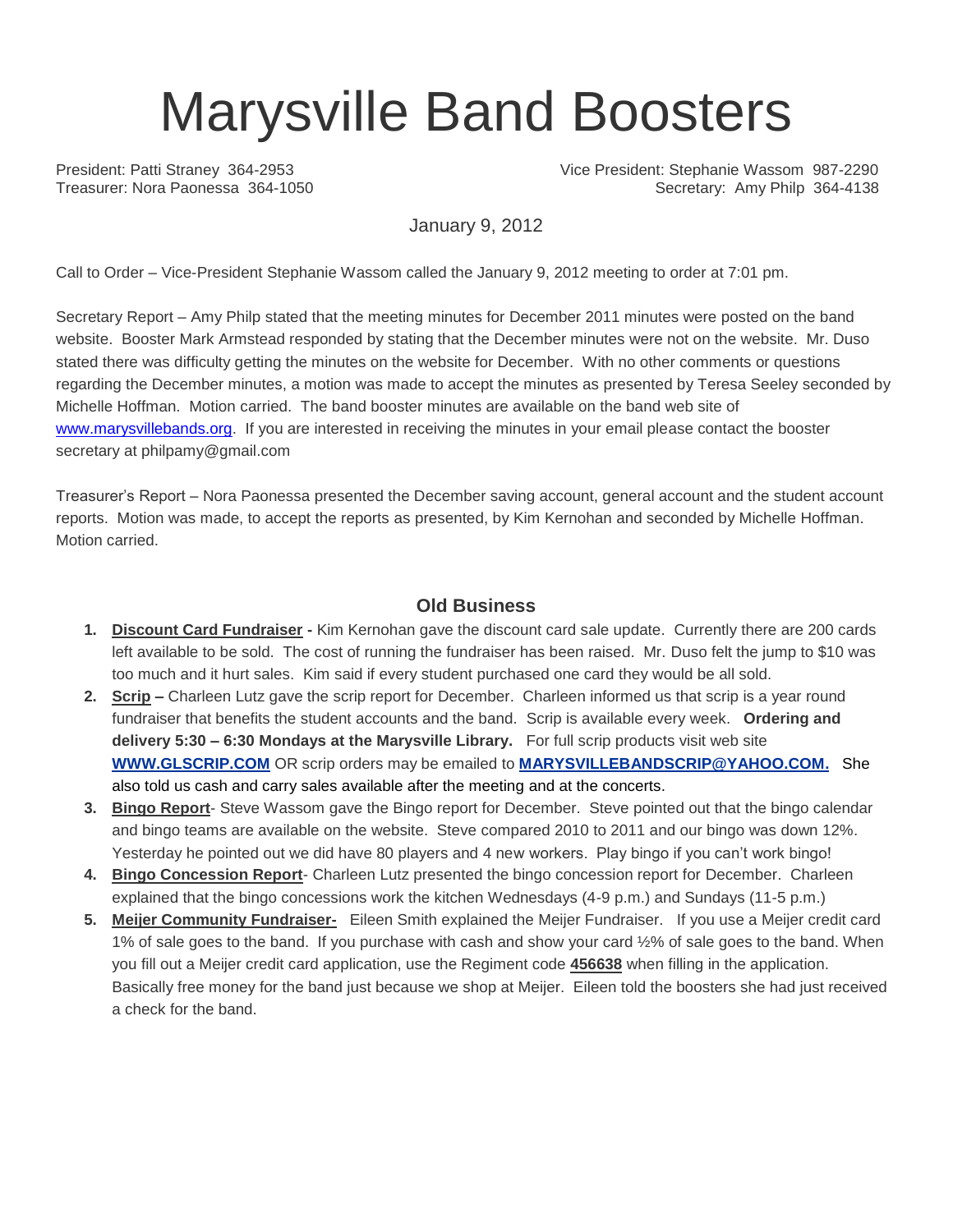# Marysville Band Boosters

President: Patti Straney 364-2953
Vice President: Stephanie Wassom 987-2290
Treasurer: Nora Paonessa 364-1050
Secretary: Amy Philp 364-4138

January 9, 2012

Call to Order – Vice-President Stephanie Wassom called the January 9, 2012 meeting to order at 7:01 pm.

Secretary Report – Amy Philp stated that the meeting minutes for December 2011 minutes were posted on the band website. Booster Mark Armstead responded by stating that the December minutes were not on the website. Mr. Duso stated there was difficulty getting the minutes on the website for December. With no other comments or questions regarding the December minutes, a motion was made to accept the minutes as presented by Teresa Seeley seconded by Michelle Hoffman. Motion carried. The band booster minutes are available on the band web site of [www.marysvillebands.org](http://www.marysvillebands.org). If you are interested in receiving the minutes in your email please contact the booster secretary at philpamy@gmail.com

Treasurer's Report – Nora Paonessa presented the December saving account, general account and the student account reports. Motion was made, to accept the reports as presented, by Kim Kernohan and seconded by Michelle Hoffman. Motion carried.

### Old Business

1. **Discount Card Fundraiser -** Kim Kernohan gave the discount card sale update. Currently there are 200 cards left available to be sold. The cost of running the fundraiser has been raised. Mr. Duso felt the jump to $10 was too much and it hurt sales. Kim said if every student purchased one card they would be all sold.
2. **Scrip –** Charleen Lutz gave the scrip report for December. Charleen informed us that scrip is a year round fundraiser that benefits the student accounts and the band. Scrip is available every week. **Ordering and delivery 5:30 – 6:30 Mondays at the Marysville Library.** For full scrip products visit web site **WWW.GLSCRIP.COM** OR scrip orders may be emailed to **MARYSVILLEBANDSCRIP@YAHOO.COM.** She also told us cash and carry sales available after the meeting and at the concerts.
3. **Bingo Report**- Steve Wassom gave the Bingo report for December. Steve pointed out that the bingo calendar and bingo teams are available on the website. Steve compared 2010 to 2011 and our bingo was down 12%. Yesterday he pointed out we did have 80 players and 4 new workers. Play bingo if you can't work bingo!
4. **Bingo Concession Report**- Charleen Lutz presented the bingo concession report for December. Charleen explained that the bingo concessions work the kitchen Wednesdays (4-9 p.m.) and Sundays (11-5 p.m.)
5. **Meijer Community Fundraiser-** Eileen Smith explained the Meijer Fundraiser. If you use a Meijer credit card 1% of sale goes to the band. If you purchase with cash and show your card ½% of sale goes to the band. When you fill out a Meijer credit card application, use the Regiment code **456638** when filling in the application. Basically free money for the band just because we shop at Meijer. Eileen told the boosters she had just received a check for the band.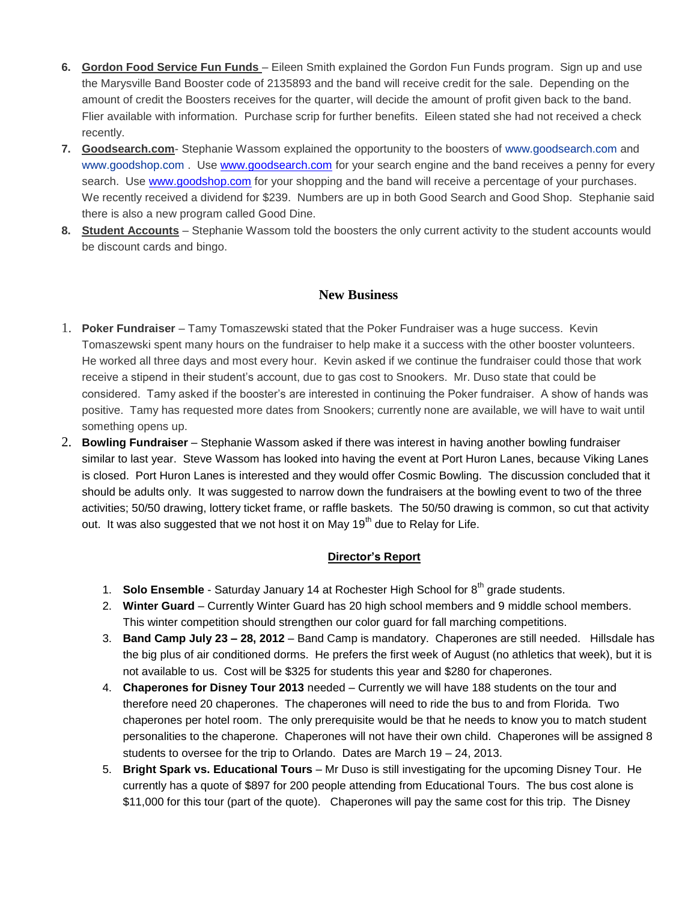6. **Gordon Food Service Fun Funds** – Eileen Smith explained the Gordon Fun Funds program. Sign up and use the Marysville Band Booster code of 2135893 and the band will receive credit for the sale. Depending on the amount of credit the Boosters receives for the quarter, will decide the amount of profit given back to the band. Flier available with information. Purchase scrip for further benefits. Eileen stated she had not received a check recently.
7. **Goodsearch.com**- Stephanie Wassom explained the opportunity to the boosters of www.goodsearch.com and www.goodshop.com . Use www.goodsearch.com for your search engine and the band receives a penny for every search. Use www.goodshop.com for your shopping and the band will receive a percentage of your purchases. We recently received a dividend for $239. Numbers are up in both Good Search and Good Shop. Stephanie said there is also a new program called Good Dine.
8. **Student Accounts** – Stephanie Wassom told the boosters the only current activity to the student accounts would be discount cards and bingo.

## New Business

1. **Poker Fundraiser** – Tamy Tomaszewski stated that the Poker Fundraiser was a huge success. Kevin Tomaszewski spent many hours on the fundraiser to help make it a success with the other booster volunteers. He worked all three days and most every hour. Kevin asked if we continue the fundraiser could those that work receive a stipend in their student's account, due to gas cost to Snookers. Mr. Duso state that could be considered. Tamy asked if the booster's are interested in continuing the Poker fundraiser. A show of hands was positive. Tamy has requested more dates from Snookers; currently none are available, we will have to wait until something opens up.
2. **Bowling Fundraiser** – Stephanie Wassom asked if there was interest in having another bowling fundraiser similar to last year. Steve Wassom has looked into having the event at Port Huron Lanes, because Viking Lanes is closed. Port Huron Lanes is interested and they would offer Cosmic Bowling. The discussion concluded that it should be adults only. It was suggested to narrow down the fundraisers at the bowling event to two of the three activities; 50/50 drawing, lottery ticket frame, or raffle baskets. The 50/50 drawing is common, so cut that activity out. It was also suggested that we not host it on May 19th due to Relay for Life.

### Director's Report

1. **Solo Ensemble** - Saturday January 14 at Rochester High School for 8th grade students.
2. **Winter Guard** – Currently Winter Guard has 20 high school members and 9 middle school members. This winter competition should strengthen our color guard for fall marching competitions.
3. **Band Camp July 23 – 28, 2012** – Band Camp is mandatory. Chaperones are still needed. Hillsdale has the big plus of air conditioned dorms. He prefers the first week of August (no athletics that week), but it is not available to us. Cost will be $325 for students this year and $280 for chaperones.
4. **Chaperones for Disney Tour 2013** needed – Currently we will have 188 students on the tour and therefore need 20 chaperones. The chaperones will need to ride the bus to and from Florida. Two chaperones per hotel room. The only prerequisite would be that he needs to know you to match student personalities to the chaperone. Chaperones will not have their own child. Chaperones will be assigned 8 students to oversee for the trip to Orlando. Dates are March 19 – 24, 2013.
5. **Bright Spark vs. Educational Tours** – Mr Duso is still investigating for the upcoming Disney Tour. He currently has a quote of $897 for 200 people attending from Educational Tours. The bus cost alone is $11,000 for this tour (part of the quote). Chaperones will pay the same cost for this trip. The Disney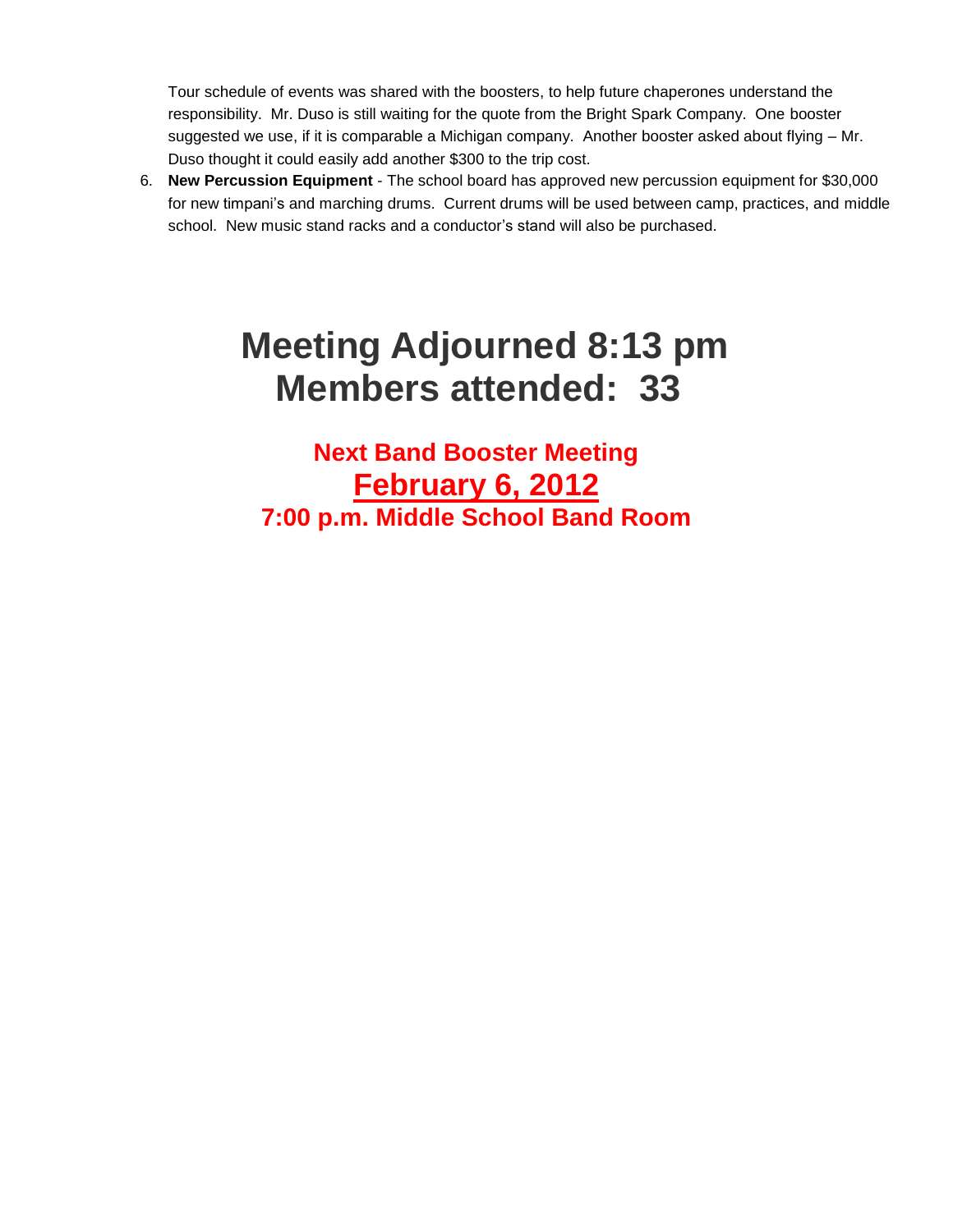Tour schedule of events was shared with the boosters, to help future chaperones understand the responsibility. Mr. Duso is still waiting for the quote from the Bright Spark Company. One booster suggested we use, if it is comparable a Michigan company. Another booster asked about flying – Mr. Duso thought it could easily add another $300 to the trip cost.

6. **New Percussion Equipment** - The school board has approved new percussion equipment for $30,000 for new timpani's and marching drums. Current drums will be used between camp, practices, and middle school. New music stand racks and a conductor's stand will also be purchased.

# Meeting Adjourned 8:13 pm
# Members attended: 33

**Next Band Booster Meeting**

**<u>February 6, 2012</u>**

**7:00 p.m. Middle School Band Room**